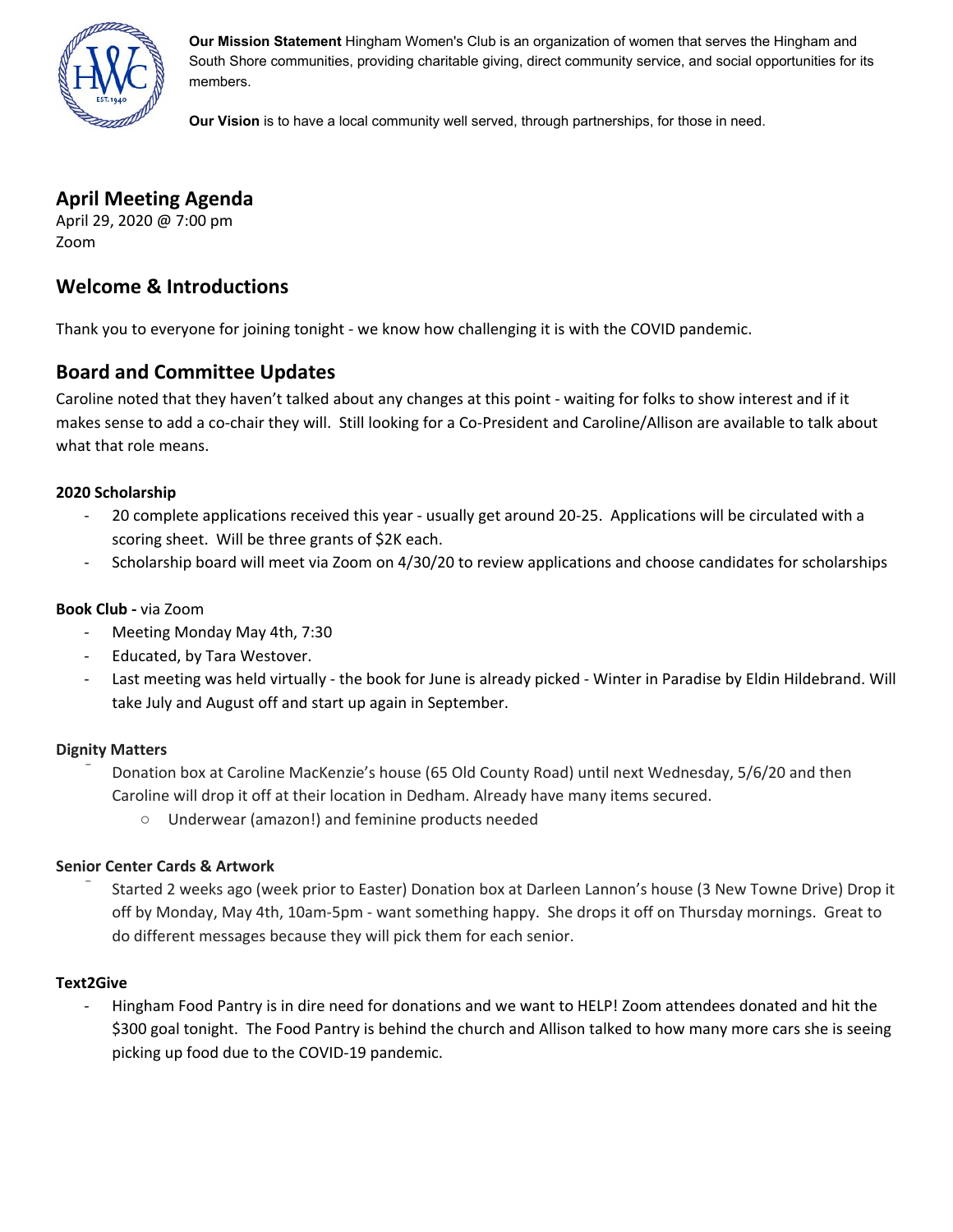**Our Mission Statement** Hingham Women's Club is an organization of women that serves the Hingham and South Shore communities, providing charitable giving, direct community service, and social opportunities for its members.

**Our Vision** is to have a local community well served, through partnerships, for those in need.

## April Meeting Agenda

April 29, 2020 @ 7:00 pm
Zoom

## Welcome & Introductions

Thank you to everyone for joining tonight - we know how challenging it is with the COVID pandemic.

## Board and Committee Updates

Caroline noted that they haven't talked about any changes at this point - waiting for folks to show interest and if it makes sense to add a co-chair they will. Still looking for a Co-President and Caroline/Allison are available to talk about what that role means.

**2020 Scholarship**

- 20 complete applications received this year - usually get around 20-25. Applications will be circulated with a scoring sheet. Will be three grants of $2K each.
- Scholarship board will meet via Zoom on 4/30/20 to review applications and choose candidates for scholarships

**Book Club -** via Zoom

- Meeting Monday May 4th, 7:30
- Educated, by Tara Westover.
- Last meeting was held virtually - the book for June is already picked - Winter in Paradise by Eldin Hildebrand. Will take July and August off and start up again in September.

**Dignity Matters**

- Donation box at Caroline MacKenzie's house (65 Old County Road) until next Wednesday, 5/6/20 and then Caroline will drop it off at their location in Dedham. Already have many items secured.
  - Underwear (amazon!) and feminine products needed

**Senior Center Cards & Artwork**

- Started 2 weeks ago (week prior to Easter) Donation box at Darleen Lannon's house (3 New Towne Drive) Drop it off by Monday, May 4th, 10am-5pm - want something happy. She drops it off on Thursday mornings. Great to do different messages because they will pick them for each senior.

**Text2Give**

- Hingham Food Pantry is in dire need for donations and we want to HELP! Zoom attendees donated and hit the $300 goal tonight. The Food Pantry is behind the church and Allison talked to how many more cars she is seeing picking up food due to the COVID-19 pandemic.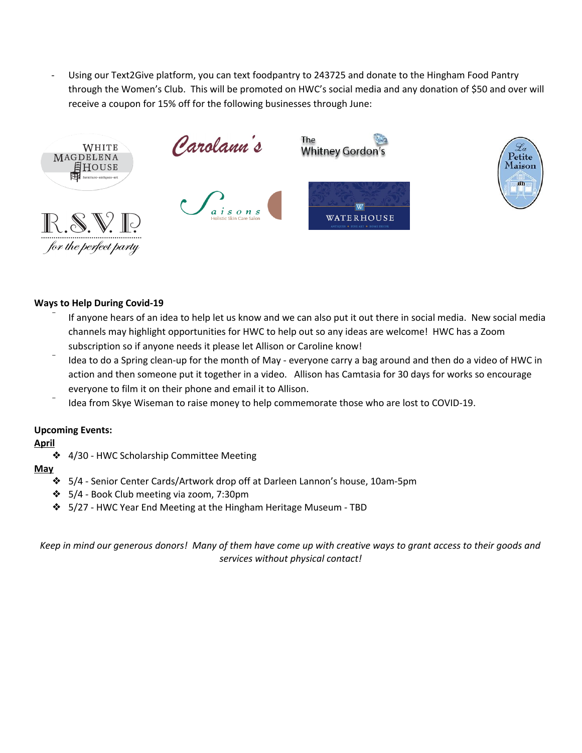- Using our Text2Give platform, you can text foodpantry to 243725 and donate to the Hingham Food Pantry through the Women's Club. This will be promoted on HWC's social media and any donation of $50 and over will receive a coupon for 15% off for the following businesses through June:

**Ways to Help During Covid-19**

- If anyone hears of an idea to help let us know and we can also put it out there in social media. New social media channels may highlight opportunities for HWC to help out so any ideas are welcome! HWC has a Zoom subscription so if anyone needs it please let Allison or Caroline know!
- Idea to do a Spring clean-up for the month of May - everyone carry a bag around and then do a video of HWC in action and then someone put it together in a video. Allison has Camtasia for 30 days for works so encourage everyone to film it on their phone and email it to Allison.
- Idea from Skye Wiseman to raise money to help commemorate those who are lost to COVID-19.

**Upcoming Events:**

**April**

- 4/30 - HWC Scholarship Committee Meeting

**May**

- 5/4 - Senior Center Cards/Artwork drop off at Darleen Lannon's house, 10am-5pm
- 5/4 - Book Club meeting via zoom, 7:30pm
- 5/27 - HWC Year End Meeting at the Hingham Heritage Museum - TBD

*Keep in mind our generous donors! Many of them have come up with creative ways to grant access to their goods and services without physical contact!*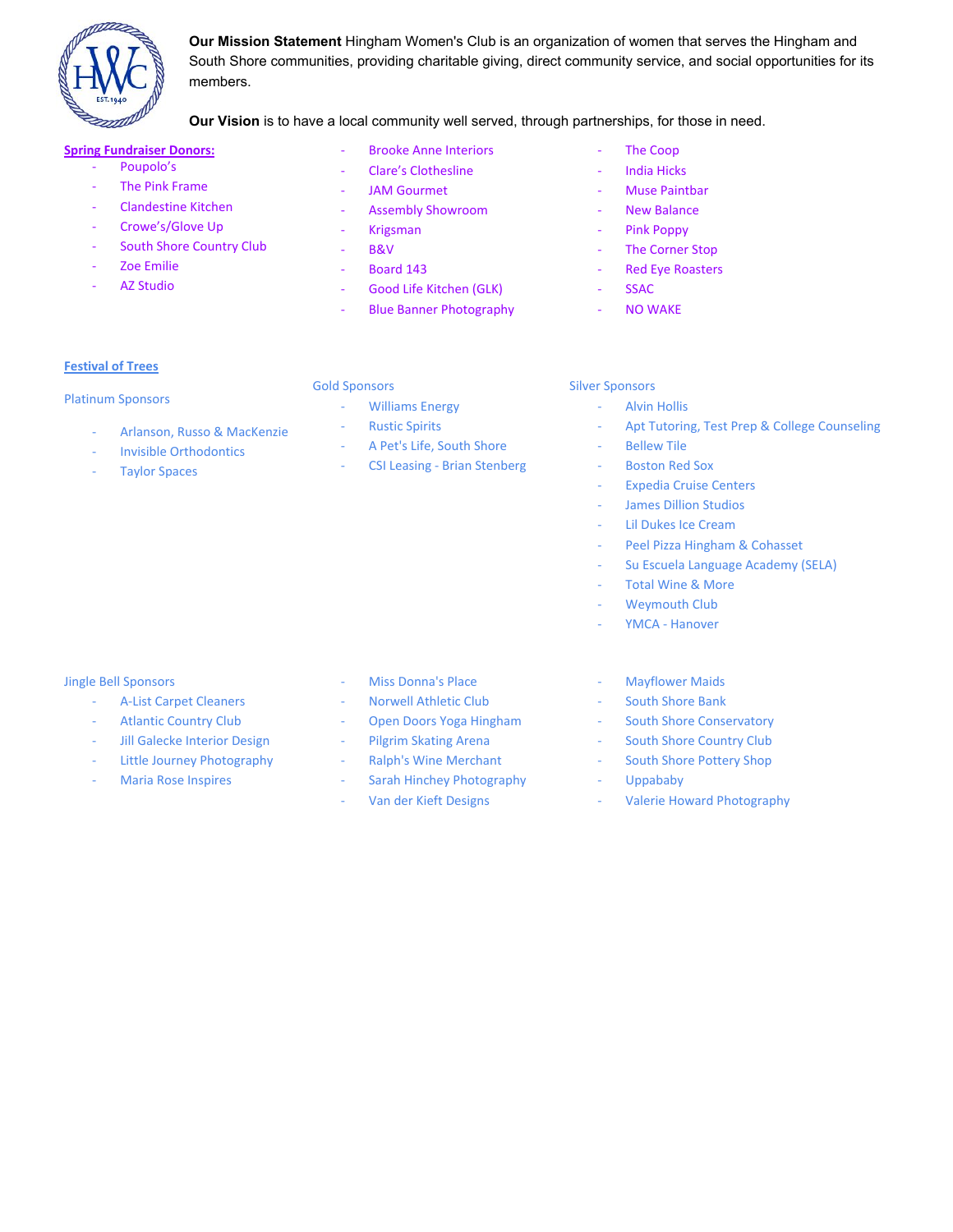**Our Mission Statement** Hingham Women's Club is an organization of women that serves the Hingham and South Shore communities, providing charitable giving, direct community service, and social opportunities for its members.

**Our Vision** is to have a local community well served, through partnerships, for those in need.

**Spring Fundraiser Donors:**

- Poupolo's
- The Pink Frame
- Clandestine Kitchen
- Crowe's/Glove Up
- South Shore Country Club
- Zoe Emilie
- AZ Studio
- Brooke Anne Interiors
- Clare's Clothesline
- JAM Gourmet
- Assembly Showroom
- Krigsman
- B&V
- Board 143
- Good Life Kitchen (GLK)
- Blue Banner Photography
- The Coop
- India Hicks
- Muse Paintbar
- New Balance
- Pink Poppy
- The Corner Stop
- Red Eye Roasters
- SSAC
- NO WAKE

**Festival of Trees**

Platinum Sponsors

- Arlanson, Russo & MacKenzie
- Invisible Orthodontics
- Taylor Spaces

Gold Sponsors

- Williams Energy
- Rustic Spirits
- A Pet's Life, South Shore
- CSI Leasing - Brian Stenberg

Silver Sponsors

- Alvin Hollis
- Apt Tutoring, Test Prep & College Counseling
- Bellew Tile
- Boston Red Sox
- Expedia Cruise Centers
- James Dillion Studios
- Lil Dukes Ice Cream
- Peel Pizza Hingham & Cohasset
- Su Escuela Language Academy (SELA)
- Total Wine & More
- Weymouth Club
- YMCA - Hanover

Jingle Bell Sponsors

- A-List Carpet Cleaners
- Atlantic Country Club
- Jill Galecke Interior Design
- Little Journey Photography
- Maria Rose Inspires
- Miss Donna's Place
- Norwell Athletic Club
- Open Doors Yoga Hingham
- Pilgrim Skating Arena
- Ralph's Wine Merchant
- Sarah Hinchey Photography
- Van der Kieft Designs
- Mayflower Maids
- South Shore Bank
- South Shore Conservatory
- South Shore Country Club
- South Shore Pottery Shop
- Uppababy
- Valerie Howard Photography